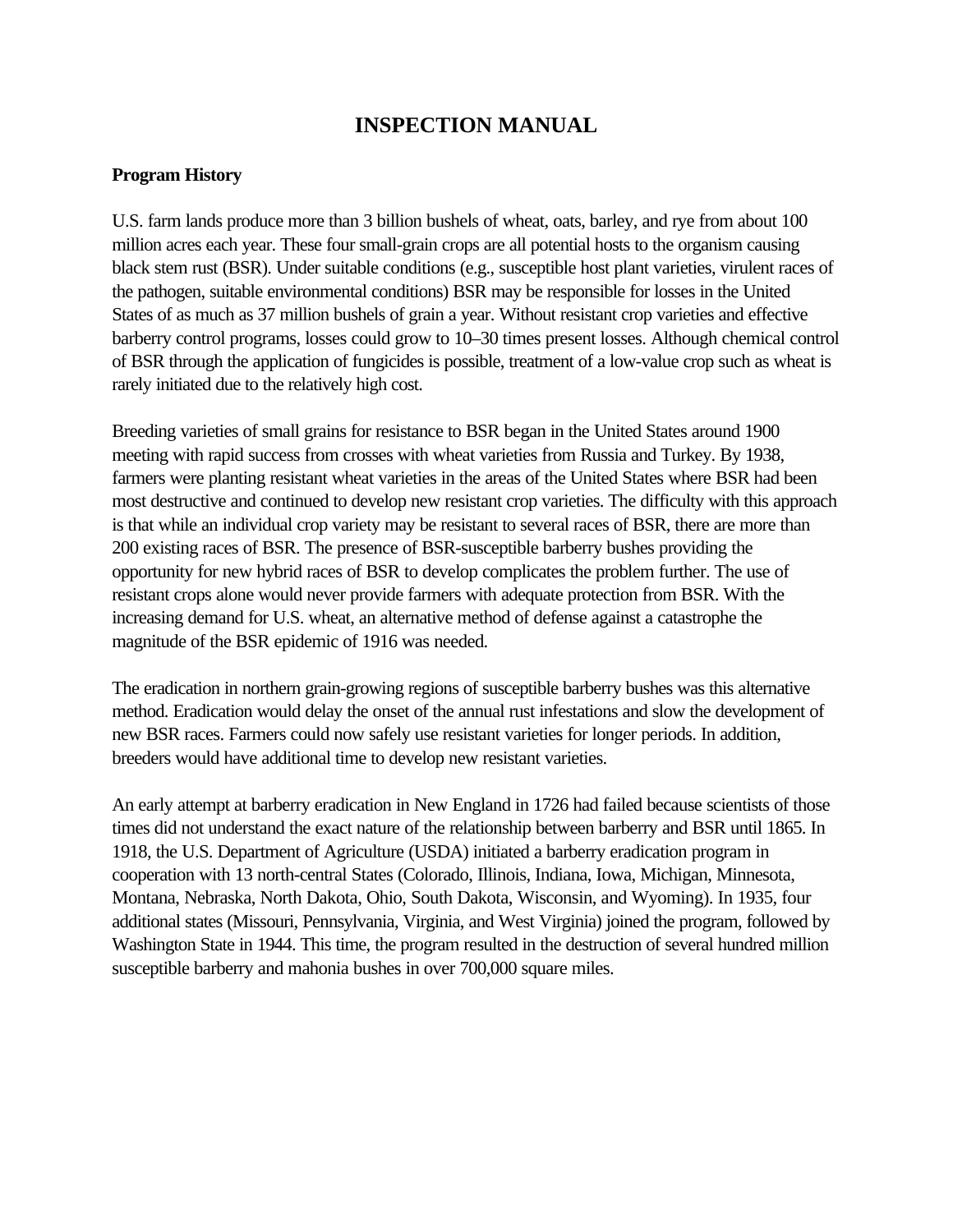# INSPECTION MANUAL

### Program History

U.S. farm lands produce more than 3 billion bushels of wheat, oats, barley, and rye from about 100 million acres each year. These four small-grain crops are all potential hosts to the organism causing black stem rust (BSR). Under suitable conditions (e.g., susceptible host plant varieties, virulent races of the pathogen, suitable environmental conditions) BSR may be responsible for losses in the United States of as much as 37 million bushels of grain a year. Without resistant crop varieties and effective barberry control programs, losses could grow to 10–30 times present losses. Although chemical control of BSR through the application of fungicides is possible, treatment of a low-value crop such as wheat is rarely initiated due to the relatively high cost.

Breeding varieties of small grains for resistance to BSR began in the United States around 1900 meeting with rapid success from crosses with wheat varieties from Russia and Turkey. By 1938, farmers were planting resistant wheat varieties in the areas of the United States where BSR had been most destructive and continued to develop new resistant crop varieties. The difficulty with this approach is that while an individual crop variety may be resistant to several races of BSR, there are more than 200 existing races of BSR. The presence of BSR-susceptible barberry bushes providing the opportunity for new hybrid races of BSR to develop complicates the problem further. The use of resistant crops alone would never provide farmers with adequate protection from BSR. With the increasing demand for U.S. wheat, an alternative method of defense against a catastrophe the magnitude of the BSR epidemic of 1916 was needed.

The eradication in northern grain-growing regions of susceptible barberry bushes was this alternative method. Eradication would delay the onset of the annual rust infestations and slow the development of new BSR races. Farmers could now safely use resistant varieties for longer periods. In addition, breeders would have additional time to develop new resistant varieties.

An early attempt at barberry eradication in New England in 1726 had failed because scientists of those times did not understand the exact nature of the relationship between barberry and BSR until 1865. In 1918, the U.S. Department of Agriculture (USDA) initiated a barberry eradication program in cooperation with 13 north-central States (Colorado, Illinois, Indiana, Iowa, Michigan, Minnesota, Montana, Nebraska, North Dakota, Ohio, South Dakota, Wisconsin, and Wyoming). In 1935, four additional states (Missouri, Pennsylvania, Virginia, and West Virginia) joined the program, followed by Washington State in 1944. This time, the program resulted in the destruction of several hundred million susceptible barberry and mahonia bushes in over 700,000 square miles.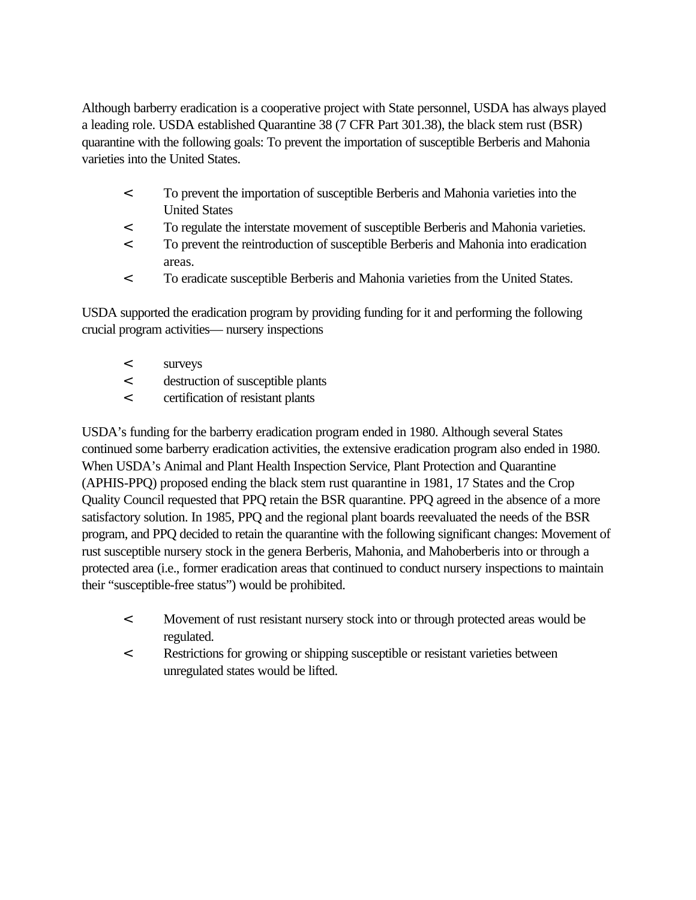Although barberry eradication is a cooperative project with State personnel, USDA has always played a leading role. USDA established Quarantine 38 (7 CFR Part 301.38), the black stem rust (BSR) quarantine with the following goals: To prevent the importation of susceptible Berberis and Mahonia varieties into the United States.

- To prevent the importation of susceptible Berberis and Mahonia varieties into the United States
- To regulate the interstate movement of susceptible Berberis and Mahonia varieties.
- To prevent the reintroduction of susceptible Berberis and Mahonia into eradication areas.
- To eradicate susceptible Berberis and Mahonia varieties from the United States.

USDA supported the eradication program by providing funding for it and performing the following crucial program activities— nursery inspections

- surveys
- destruction of susceptible plants
- certification of resistant plants

USDA's funding for the barberry eradication program ended in 1980. Although several States continued some barberry eradication activities, the extensive eradication program also ended in 1980. When USDA's Animal and Plant Health Inspection Service, Plant Protection and Quarantine (APHIS-PPQ) proposed ending the black stem rust quarantine in 1981, 17 States and the Crop Quality Council requested that PPQ retain the BSR quarantine. PPQ agreed in the absence of a more satisfactory solution. In 1985, PPQ and the regional plant boards reevaluated the needs of the BSR program, and PPQ decided to retain the quarantine with the following significant changes: Movement of rust susceptible nursery stock in the genera Berberis, Mahonia, and Mahoberberis into or through a protected area (i.e., former eradication areas that continued to conduct nursery inspections to maintain their "susceptible-free status") would be prohibited.

- Movement of rust resistant nursery stock into or through protected areas would be regulated.
- Restrictions for growing or shipping susceptible or resistant varieties between unregulated states would be lifted.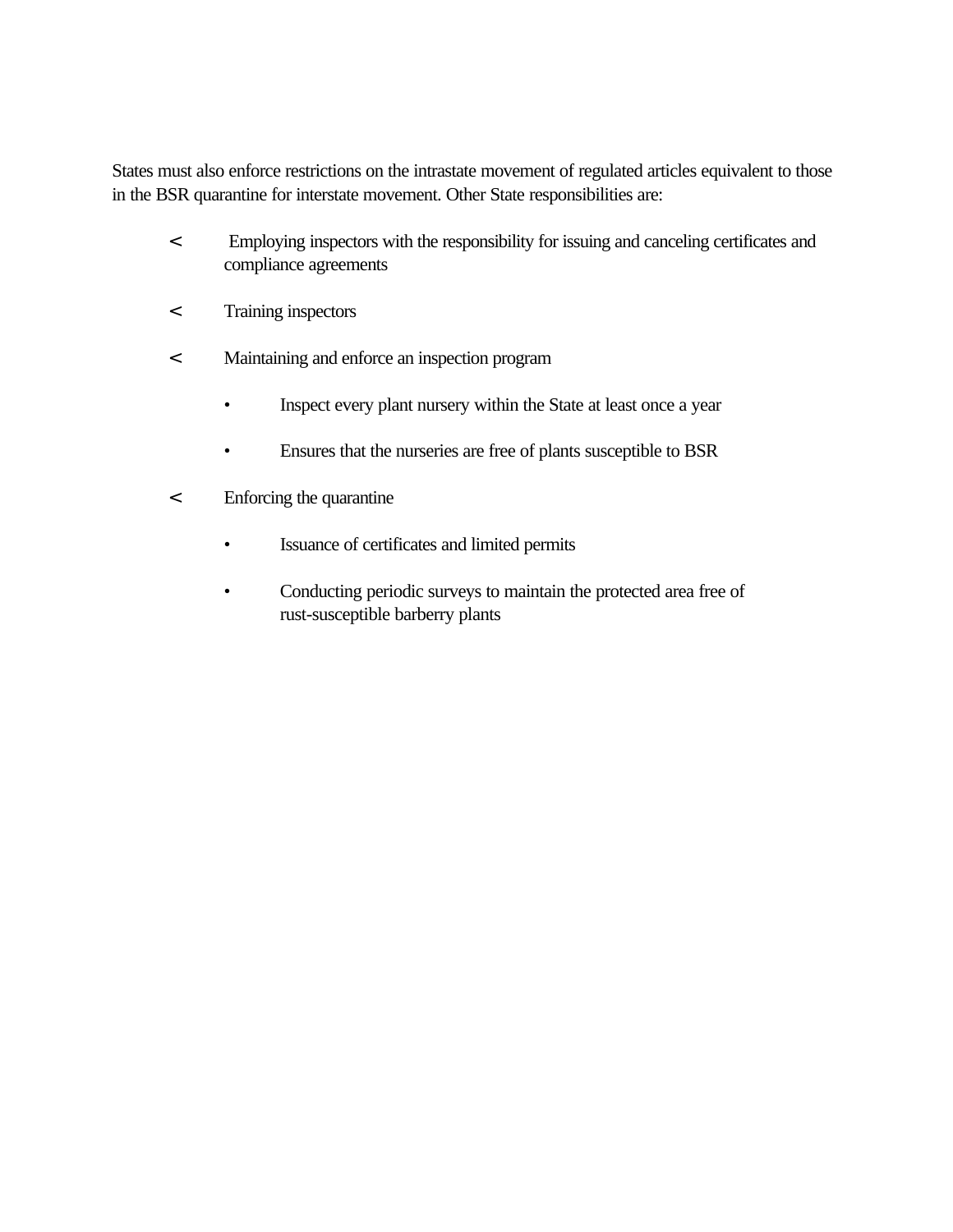States must also enforce restrictions on the intrastate movement of regulated articles equivalent to those in the BSR quarantine for interstate movement. Other State responsibilities are:

- Employing inspectors with the responsibility for issuing and canceling certificates and compliance agreements
- Training inspectors
- Maintaining and enforce an inspection program
    - Inspect every plant nursery within the State at least once a year
    - Ensures that the nurseries are free of plants susceptible to BSR
- Enforcing the quarantine
    - Issuance of certificates and limited permits
    - Conducting periodic surveys to maintain the protected area free of rust-susceptible barberry plants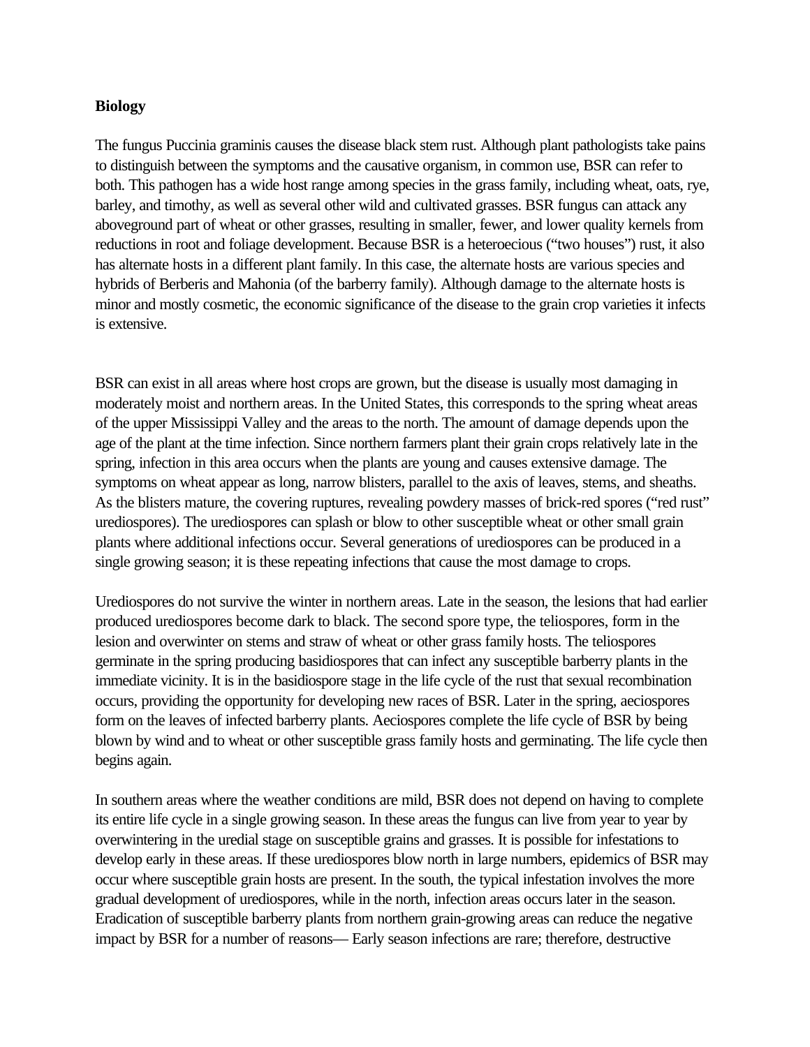**Biology**

The fungus Puccinia graminis causes the disease black stem rust. Although plant pathologists take pains to distinguish between the symptoms and the causative organism, in common use, BSR can refer to both. This pathogen has a wide host range among species in the grass family, including wheat, oats, rye, barley, and timothy, as well as several other wild and cultivated grasses. BSR fungus can attack any aboveground part of wheat or other grasses, resulting in smaller, fewer, and lower quality kernels from reductions in root and foliage development. Because BSR is a heteroecious ("two houses") rust, it also has alternate hosts in a different plant family. In this case, the alternate hosts are various species and hybrids of Berberis and Mahonia (of the barberry family). Although damage to the alternate hosts is minor and mostly cosmetic, the economic significance of the disease to the grain crop varieties it infects is extensive.

BSR can exist in all areas where host crops are grown, but the disease is usually most damaging in moderately moist and northern areas. In the United States, this corresponds to the spring wheat areas of the upper Mississippi Valley and the areas to the north. The amount of damage depends upon the age of the plant at the time infection. Since northern farmers plant their grain crops relatively late in the spring, infection in this area occurs when the plants are young and causes extensive damage. The symptoms on wheat appear as long, narrow blisters, parallel to the axis of leaves, stems, and sheaths. As the blisters mature, the covering ruptures, revealing powdery masses of brick-red spores ("red rust" urediospores). The urediospores can splash or blow to other susceptible wheat or other small grain plants where additional infections occur. Several generations of urediospores can be produced in a single growing season; it is these repeating infections that cause the most damage to crops.

Urediospores do not survive the winter in northern areas. Late in the season, the lesions that had earlier produced urediospores become dark to black. The second spore type, the teliospores, form in the lesion and overwinter on stems and straw of wheat or other grass family hosts. The teliospores germinate in the spring producing basidiospores that can infect any susceptible barberry plants in the immediate vicinity. It is in the basidiospore stage in the life cycle of the rust that sexual recombination occurs, providing the opportunity for developing new races of BSR. Later in the spring, aeciospores form on the leaves of infected barberry plants. Aeciospores complete the life cycle of BSR by being blown by wind and to wheat or other susceptible grass family hosts and germinating. The life cycle then begins again.

In southern areas where the weather conditions are mild, BSR does not depend on having to complete its entire life cycle in a single growing season. In these areas the fungus can live from year to year by overwintering in the uredial stage on susceptible grains and grasses. It is possible for infestations to develop early in these areas. If these urediospores blow north in large numbers, epidemics of BSR may occur where susceptible grain hosts are present. In the south, the typical infestation involves the more gradual development of urediospores, while in the north, infection areas occurs later in the season. Eradication of susceptible barberry plants from northern grain-growing areas can reduce the negative impact by BSR for a number of reasons— Early season infections are rare; therefore, destructive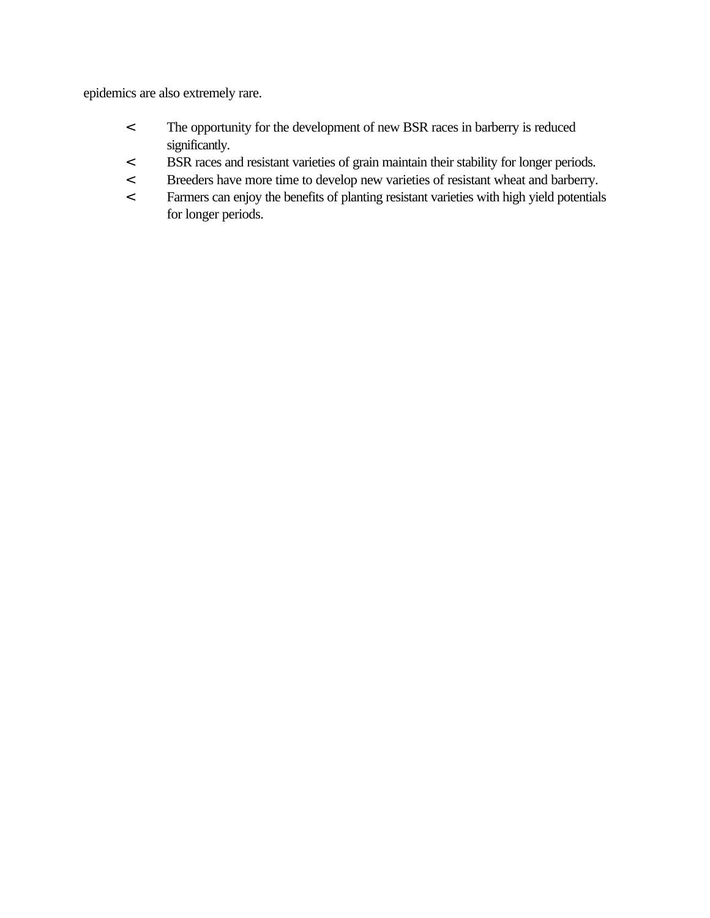epidemics are also extremely rare.

- The opportunity for the development of new BSR races in barberry is reduced significantly.
- BSR races and resistant varieties of grain maintain their stability for longer periods.
- Breeders have more time to develop new varieties of resistant wheat and barberry.
- Farmers can enjoy the benefits of planting resistant varieties with high yield potentials for longer periods.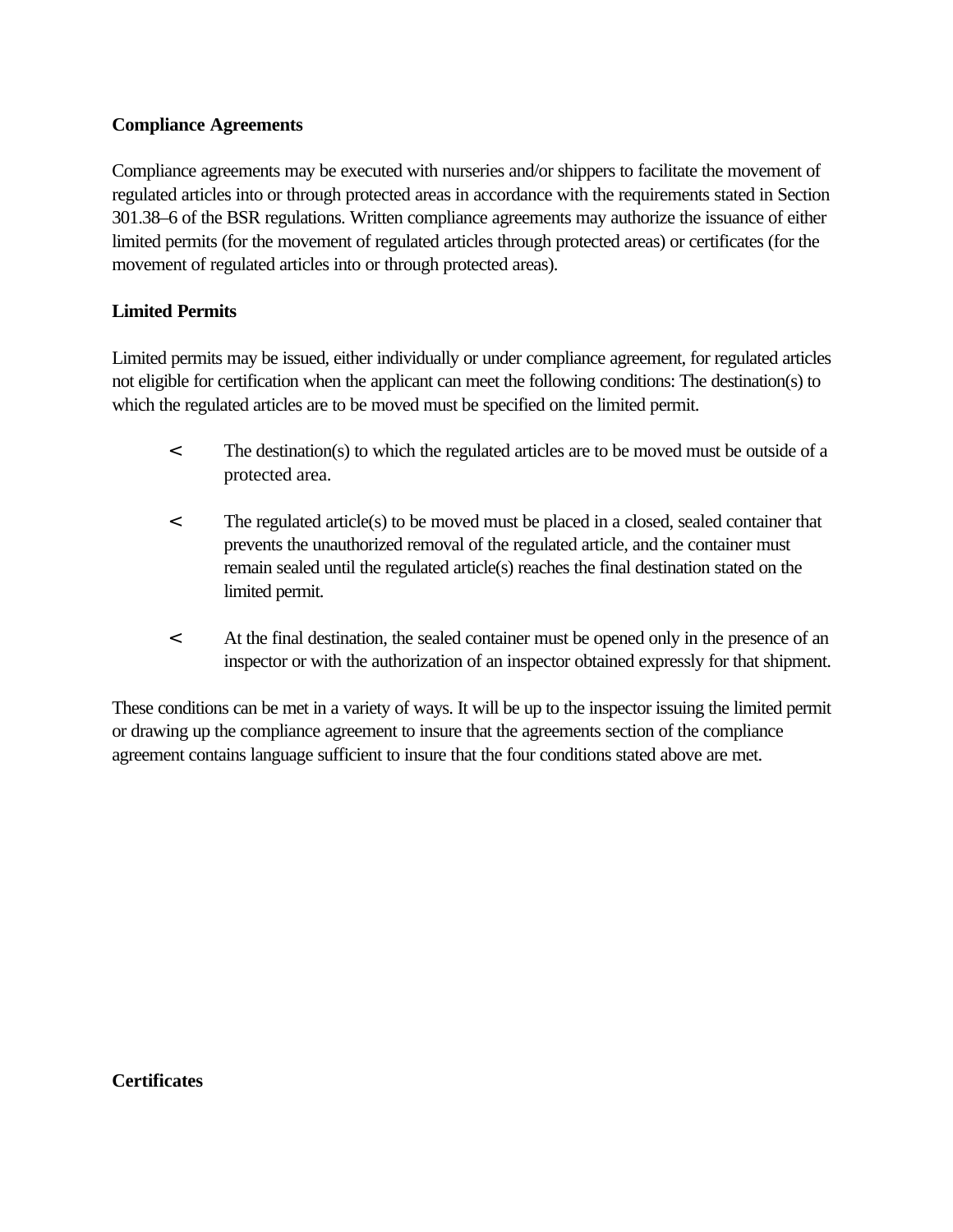**Compliance Agreements**

Compliance agreements may be executed with nurseries and/or shippers to facilitate the movement of regulated articles into or through protected areas in accordance with the requirements stated in Section 301.38–6 of the BSR regulations. Written compliance agreements may authorize the issuance of either limited permits (for the movement of regulated articles through protected areas) or certificates (for the movement of regulated articles into or through protected areas).

**Limited Permits**

Limited permits may be issued, either individually or under compliance agreement, for regulated articles not eligible for certification when the applicant can meet the following conditions: The destination(s) to which the regulated articles are to be moved must be specified on the limited permit.

- The destination(s) to which the regulated articles are to be moved must be outside of a protected area.

- The regulated article(s) to be moved must be placed in a closed, sealed container that prevents the unauthorized removal of the regulated article, and the container must remain sealed until the regulated article(s) reaches the final destination stated on the limited permit.

- At the final destination, the sealed container must be opened only in the presence of an inspector or with the authorization of an inspector obtained expressly for that shipment.

These conditions can be met in a variety of ways. It will be up to the inspector issuing the limited permit or drawing up the compliance agreement to insure that the agreements section of the compliance agreement contains language sufficient to insure that the four conditions stated above are met.

**Certificates**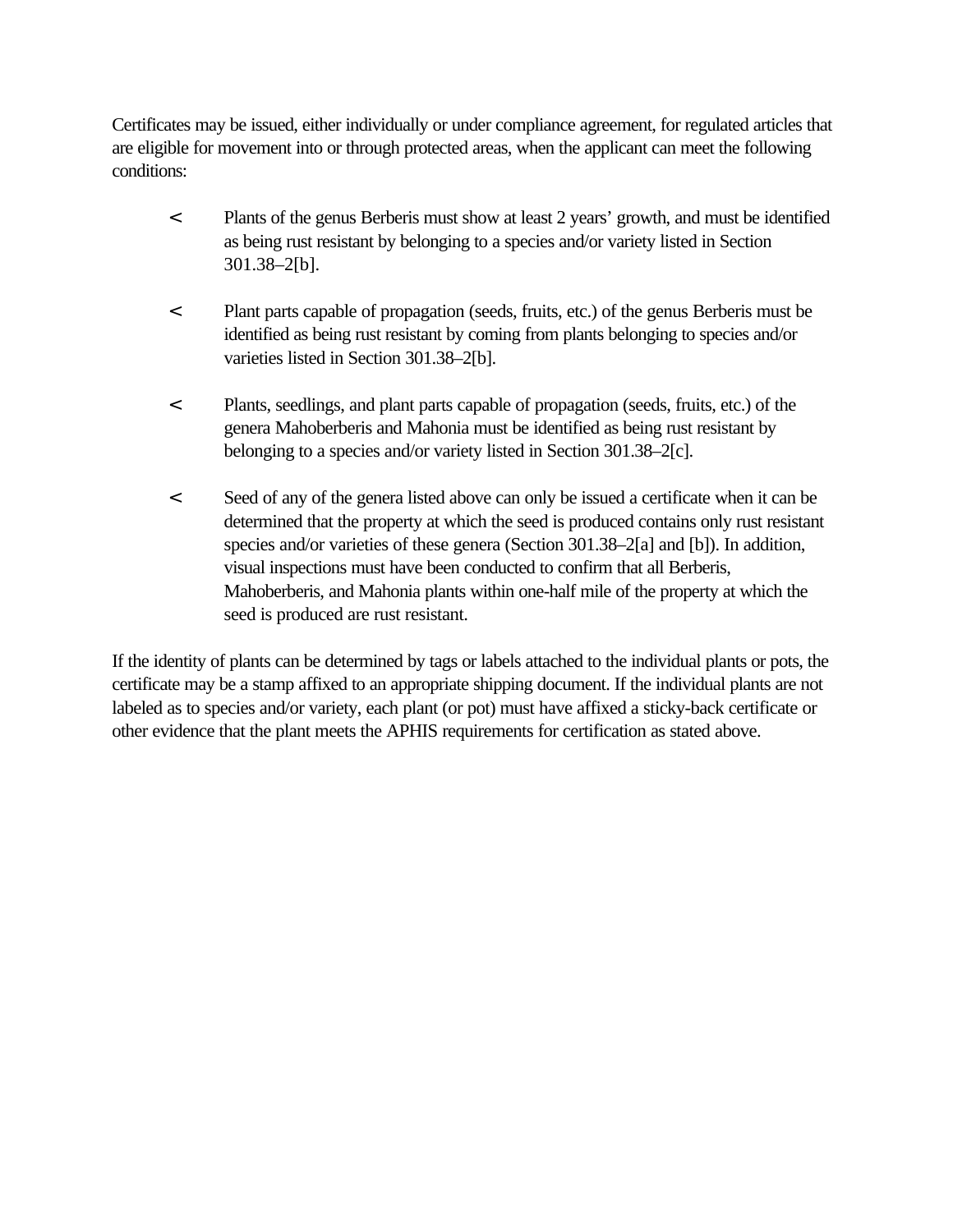Certificates may be issued, either individually or under compliance agreement, for regulated articles that are eligible for movement into or through protected areas, when the applicant can meet the following conditions:

- Plants of the genus Berberis must show at least 2 years' growth, and must be identified as being rust resistant by belonging to a species and/or variety listed in Section 301.38–2[b].

- Plant parts capable of propagation (seeds, fruits, etc.) of the genus Berberis must be identified as being rust resistant by coming from plants belonging to species and/or varieties listed in Section 301.38–2[b].

- Plants, seedlings, and plant parts capable of propagation (seeds, fruits, etc.) of the genera Mahoberberis and Mahonia must be identified as being rust resistant by belonging to a species and/or variety listed in Section 301.38–2[c].

- Seed of any of the genera listed above can only be issued a certificate when it can be determined that the property at which the seed is produced contains only rust resistant species and/or varieties of these genera (Section 301.38–2[a] and [b]). In addition, visual inspections must have been conducted to confirm that all Berberis, Mahoberberis, and Mahonia plants within one-half mile of the property at which the seed is produced are rust resistant.

If the identity of plants can be determined by tags or labels attached to the individual plants or pots, the certificate may be a stamp affixed to an appropriate shipping document. If the individual plants are not labeled as to species and/or variety, each plant (or pot) must have affixed a sticky-back certificate or other evidence that the plant meets the APHIS requirements for certification as stated above.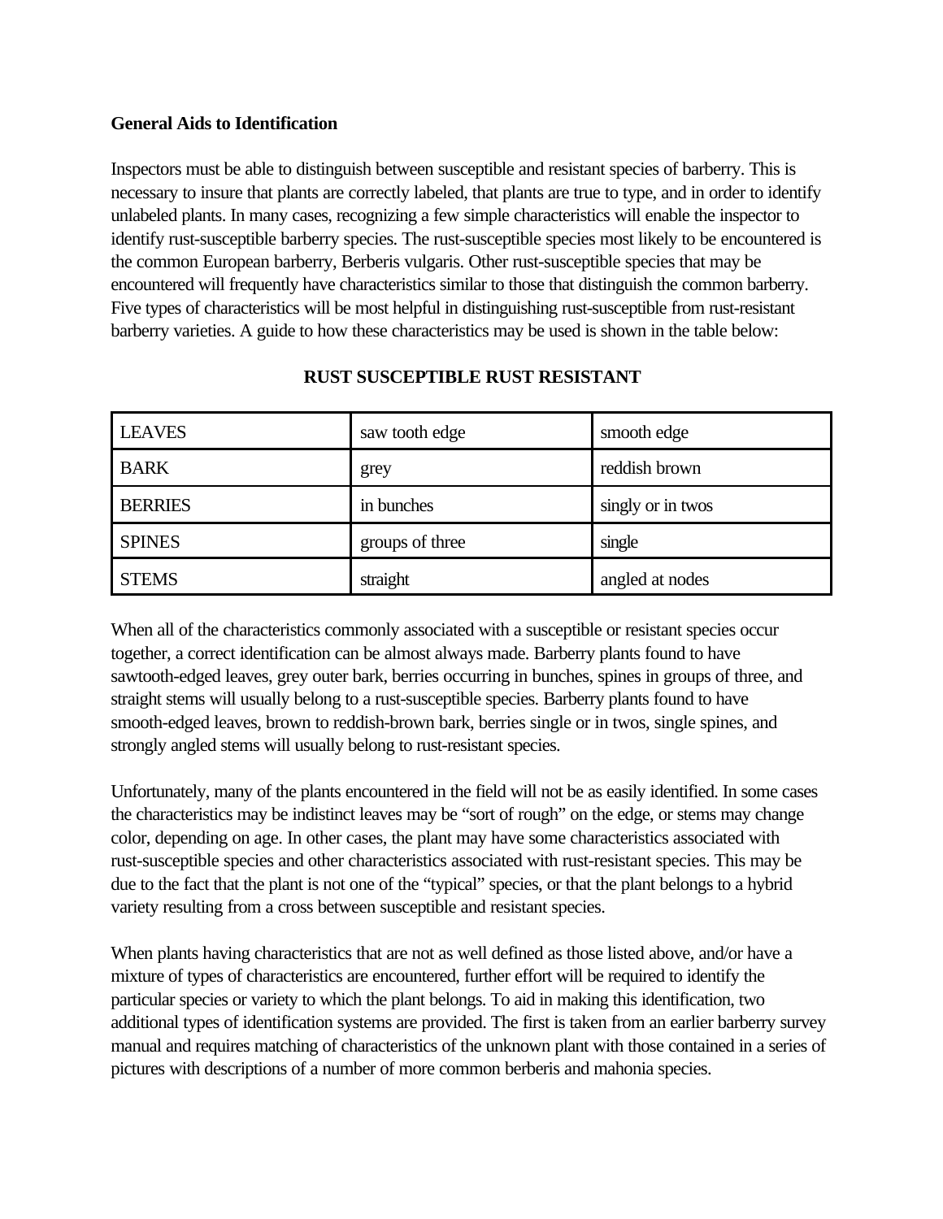**General Aids to Identification**

Inspectors must be able to distinguish between susceptible and resistant species of barberry. This is necessary to insure that plants are correctly labeled, that plants are true to type, and in order to identify unlabeled plants. In many cases, recognizing a few simple characteristics will enable the inspector to identify rust-susceptible barberry species. The rust-susceptible species most likely to be encountered is the common European barberry, Berberis vulgaris. Other rust-susceptible species that may be encountered will frequently have characteristics similar to those that distinguish the common barberry. Five types of characteristics will be most helpful in distinguishing rust-susceptible from rust-resistant barberry varieties. A guide to how these characteristics may be used is shown in the table below:

**RUST SUSCEPTIBLE RUST RESISTANT**

| | | |
|---|---|---|
| LEAVES | saw tooth edge | smooth edge |
| BARK | grey | reddish brown |
| BERRIES | in bunches | singly or in twos |
| SPINES | groups of three | single |
| STEMS | straight | angled at nodes |

When all of the characteristics commonly associated with a susceptible or resistant species occur together, a correct identification can be almost always made. Barberry plants found to have sawtooth-edged leaves, grey outer bark, berries occurring in bunches, spines in groups of three, and straight stems will usually belong to a rust-susceptible species. Barberry plants found to have smooth-edged leaves, brown to reddish-brown bark, berries single or in twos, single spines, and strongly angled stems will usually belong to rust-resistant species.

Unfortunately, many of the plants encountered in the field will not be as easily identified. In some cases the characteristics may be indistinct leaves may be "sort of rough" on the edge, or stems may change color, depending on age. In other cases, the plant may have some characteristics associated with rust-susceptible species and other characteristics associated with rust-resistant species. This may be due to the fact that the plant is not one of the "typical" species, or that the plant belongs to a hybrid variety resulting from a cross between susceptible and resistant species.

When plants having characteristics that are not as well defined as those listed above, and/or have a mixture of types of characteristics are encountered, further effort will be required to identify the particular species or variety to which the plant belongs. To aid in making this identification, two additional types of identification systems are provided. The first is taken from an earlier barberry survey manual and requires matching of characteristics of the unknown plant with those contained in a series of pictures with descriptions of a number of more common berberis and mahonia species.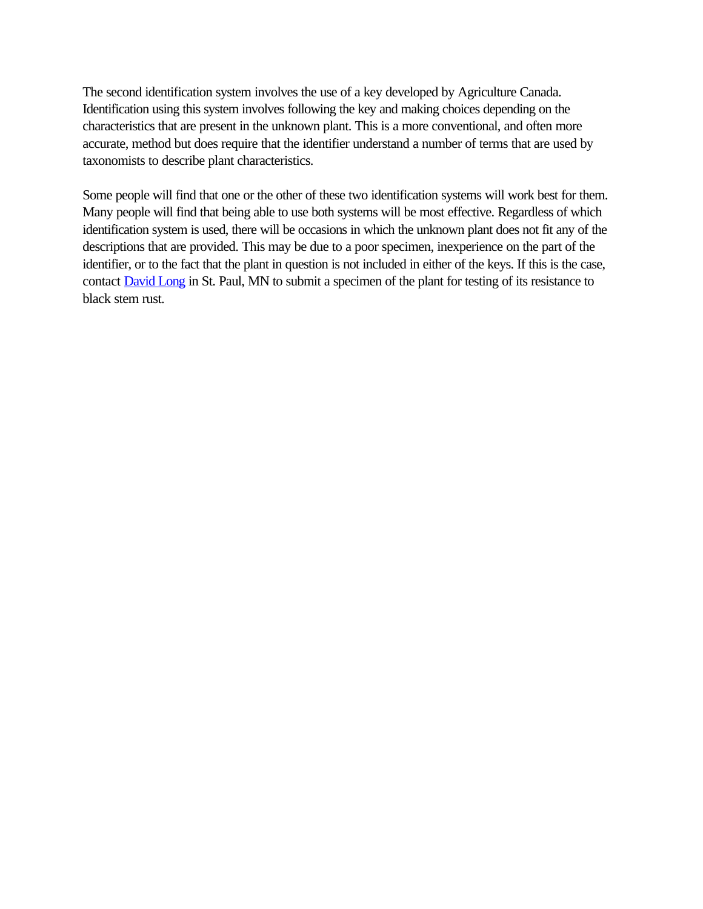The second identification system involves the use of a key developed by Agriculture Canada. Identification using this system involves following the key and making choices depending on the characteristics that are present in the unknown plant. This is a more conventional, and often more accurate, method but does require that the identifier understand a number of terms that are used by taxonomists to describe plant characteristics.

Some people will find that one or the other of these two identification systems will work best for them. Many people will find that being able to use both systems will be most effective. Regardless of which identification system is used, there will be occasions in which the unknown plant does not fit any of the descriptions that are provided. This may be due to a poor specimen, inexperience on the part of the identifier, or to the fact that the plant in question is not included in either of the keys. If this is the case, contact David Long in St. Paul, MN to submit a specimen of the plant for testing of its resistance to black stem rust.